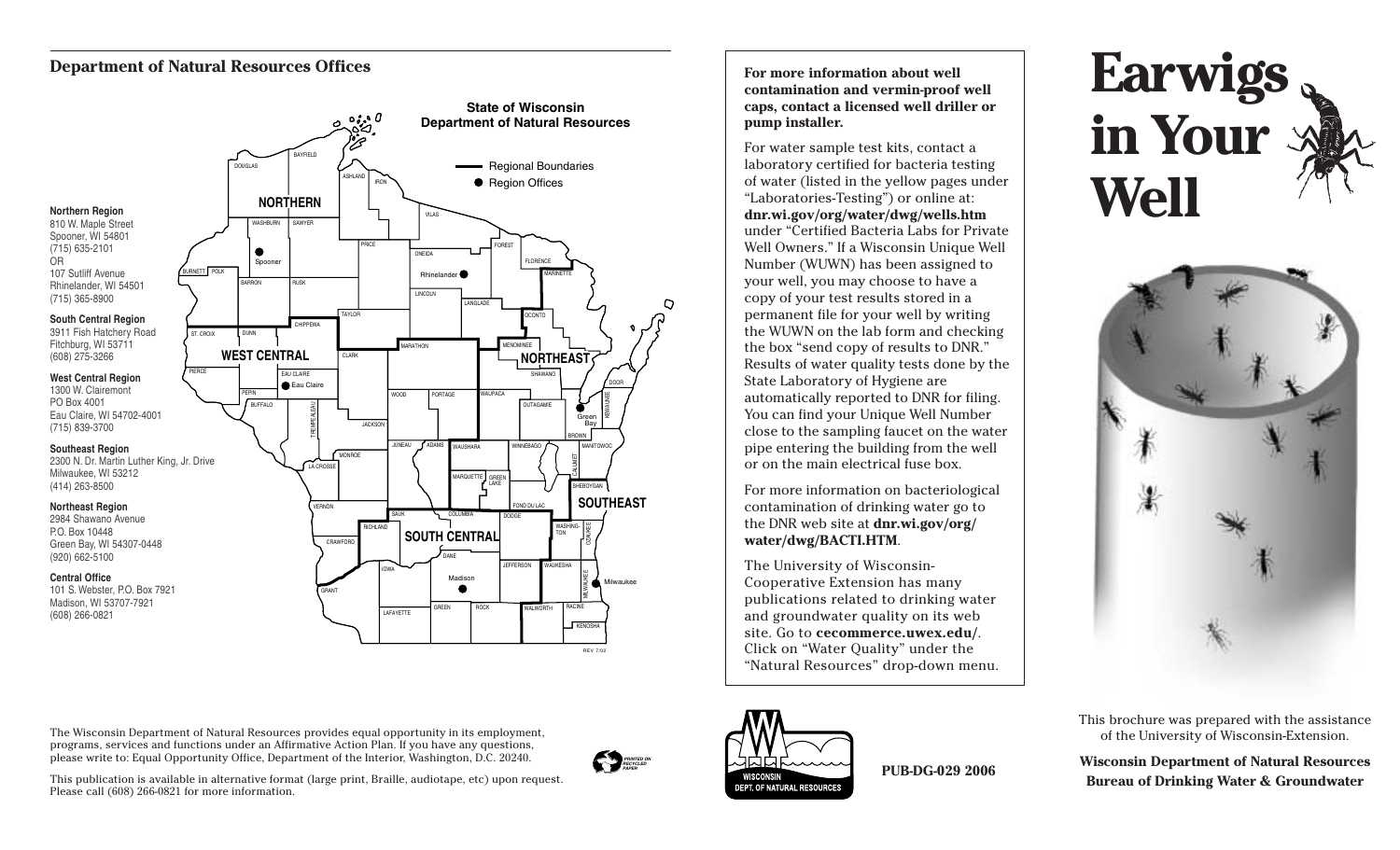## Department of Natural Resources Offices

**State of Wisconsin Department of Natural Resources**

Regional Boundaries

Region Offices

**Northern Region**
810 W. Maple Street
Spooner, WI 54801
(715) 635-2101
OR
107 Sutliff Avenue
Rhinelander, WI 54501
(715) 365-8900

**South Central Region**
3911 Fish Hatchery Road
Fitchburg, WI 53711
(608) 275-3266

**West Central Region**
1300 W. Clairemont
PO Box 4001
Eau Claire, WI 54702-4001
(715) 839-3700

**Southeast Region**
2300 N. Dr. Martin Luther King, Jr. Drive
Milwaukee, WI 53212
(414) 263-8500

**Northeast Region**
2984 Shawano Avenue
P.O. Box 10448
Green Bay, WI 54307-0448
(920) 662-5100

**Central Office**
101 S. Webster, P.O. Box 7921
Madison, WI 53707-7921
(608) 266-0821

REV 7/02

The Wisconsin Department of Natural Resources provides equal opportunity in its employment, programs, services and functions under an Affirmative Action Plan. If you have any questions, please write to: Equal Opportunity Office, Department of the Interior, Washington, D.C. 20240.

This publication is available in alternative format (large print, Braille, audiotape, etc) upon request. Please call (608) 266-0821 for more information.

PRINTED ON RECYCLED PAPER

**For more information about well contamination and vermin-proof well caps, contact a licensed well driller or pump installer.**

For water sample test kits, contact a laboratory certified for bacteria testing of water (listed in the yellow pages under "Laboratories-Testing") or online at: **dnr.wi.gov/org/water/dwg/wells.htm** under "Certified Bacteria Labs for Private Well Owners." If a Wisconsin Unique Well Number (WUWN) has been assigned to your well, you may choose to have a copy of your test results stored in a permanent file for your well by writing the WUWN on the lab form and checking the box "send copy of results to DNR." Results of water quality tests done by the State Laboratory of Hygiene are automatically reported to DNR for filing. You can find your Unique Well Number close to the sampling faucet on the water pipe entering the building from the well or on the main electrical fuse box.

For more information on bacteriological contamination of drinking water go to the DNR web site at **dnr.wi.gov/org/water/dwg/BACTI.HTM**.

The University of Wisconsin-Cooperative Extension has many publications related to drinking water and groundwater quality on its web site. Go to **cecommerce.uwex.edu/**. Click on "Water Quality" under the "Natural Resources" drop-down menu.

WISCONSIN DEPT. OF NATURAL RESOURCES

**PUB-DG-029 2006**

# Earwigs in Your Well

This brochure was prepared with the assistance of the University of Wisconsin-Extension.

**Wisconsin Department of Natural Resources**
**Bureau of Drinking Water & Groundwater**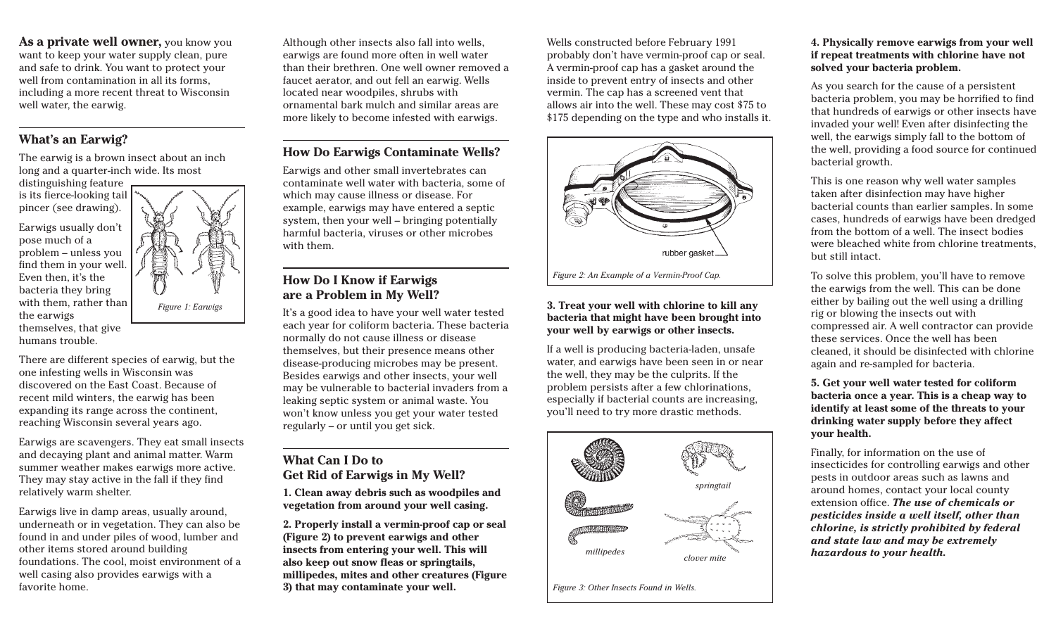**As a private well owner,** you know you want to keep your water supply clean, pure and safe to drink. You want to protect your well from contamination in all its forms, including a more recent threat to Wisconsin well water, the earwig.

## What's an Earwig?

The earwig is a brown insect about an inch long and a quarter-inch wide. Its most distinguishing feature is its fierce-looking tail pincer (see drawing).

*Figure 1: Earwigs*

Earwigs usually don't pose much of a problem – unless you find them in your well. Even then, it's the bacteria they bring with them, rather than the earwigs themselves, that give humans trouble.

There are different species of earwig, but the one infesting wells in Wisconsin was discovered on the East Coast. Because of recent mild winters, the earwig has been expanding its range across the continent, reaching Wisconsin several years ago.

Earwigs are scavengers. They eat small insects and decaying plant and animal matter. Warm summer weather makes earwigs more active. They may stay active in the fall if they find relatively warm shelter.

Earwigs live in damp areas, usually around, underneath or in vegetation. They can also be found in and under piles of wood, lumber and other items stored around building foundations. The cool, moist environment of a well casing also provides earwigs with a favorite home.

Although other insects also fall into wells, earwigs are found more often in well water than their brethren. One well owner removed a faucet aerator, and out fell an earwig. Wells located near woodpiles, shrubs with ornamental bark mulch and similar areas are more likely to become infested with earwigs.

## How Do Earwigs Contaminate Wells?

Earwigs and other small invertebrates can contaminate well water with bacteria, some of which may cause illness or disease. For example, earwigs may have entered a septic system, then your well – bringing potentially harmful bacteria, viruses or other microbes with them.

## How Do I Know if Earwigs are a Problem in My Well?

It's a good idea to have your well water tested each year for coliform bacteria. These bacteria normally do not cause illness or disease themselves, but their presence means other disease-producing microbes may be present. Besides earwigs and other insects, your well may be vulnerable to bacterial invaders from a leaking septic system or animal waste. You won't know unless you get your water tested regularly – or until you get sick.

## What Can I Do to Get Rid of Earwigs in My Well?

**1. Clean away debris such as woodpiles and vegetation from around your well casing.**

**2. Properly install a vermin-proof cap or seal (Figure 2) to prevent earwigs and other insects from entering your well. This will also keep out snow fleas or springtails, millipedes, mites and other creatures (Figure 3) that may contaminate your well.**

Wells constructed before February 1991 probably don't have vermin-proof cap or seal. A vermin-proof cap has a gasket around the inside to prevent entry of insects and other vermin. The cap has a screened vent that allows air into the well. These may cost $75 to $175 depending on the type and who installs it.

rubber gasket

*Figure 2: An Example of a Vermin-Proof Cap.*

**3. Treat your well with chlorine to kill any bacteria that might have been brought into your well by earwigs or other insects.**

If a well is producing bacteria-laden, unsafe water, and earwigs have been seen in or near the well, they may be the culprits. If the problem persists after a few chlorinations, especially if bacterial counts are increasing, you'll need to try more drastic methods.

springtail

millipedes

clover mite

*Figure 3: Other Insects Found in Wells.*

**4. Physically remove earwigs from your well if repeat treatments with chlorine have not solved your bacteria problem.**

As you search for the cause of a persistent bacteria problem, you may be horrified to find that hundreds of earwigs or other insects have invaded your well! Even after disinfecting the well, the earwigs simply fall to the bottom of the well, providing a food source for continued bacterial growth.

This is one reason why well water samples taken after disinfection may have higher bacterial counts than earlier samples. In some cases, hundreds of earwigs have been dredged from the bottom of a well. The insect bodies were bleached white from chlorine treatments, but still intact.

To solve this problem, you'll have to remove the earwigs from the well. This can be done either by bailing out the well using a drilling rig or blowing the insects out with compressed air. A well contractor can provide these services. Once the well has been cleaned, it should be disinfected with chlorine again and re-sampled for bacteria.

**5. Get your well water tested for coliform bacteria once a year. This is a cheap way to identify at least some of the threats to your drinking water supply before they affect your health.**

Finally, for information on the use of insecticides for controlling earwigs and other pests in outdoor areas such as lawns and around homes, contact your local county extension office. ***The use of chemicals or pesticides inside a well itself, other than chlorine, is strictly prohibited by federal and state law and may be extremely hazardous to your health.***